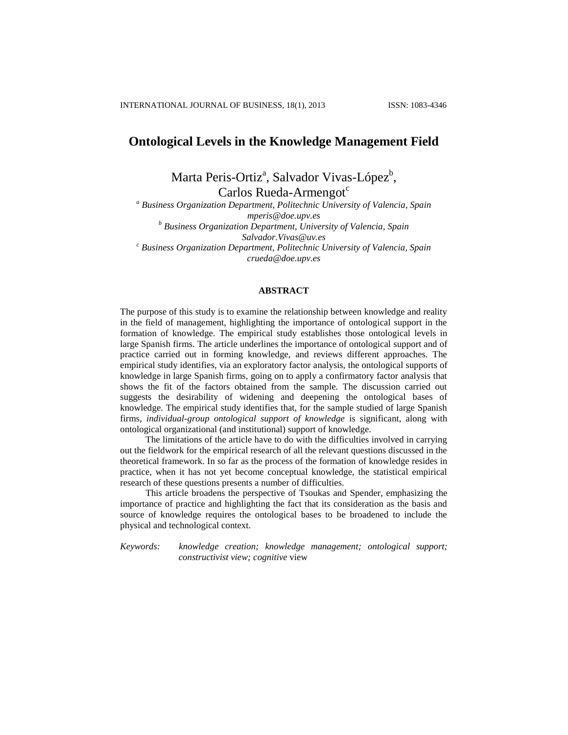# Ontological Levels in the Knowledge Management Field

Marta Peris-Ortiz[a], Salvador Vivas-López[b], Carlos Rueda-Armengot[c]

[a] *Business Organization Department, Politechnic University of Valencia, Spain*
*mperis@doe.upv.es*

[b] *Business Organization Department, University of Valencia, Spain*
*Salvador.Vivas@uv.es*

[c] *Business Organization Department, Politechnic University of Valencia, Spain*
*crueda@doe.upv.es*

## ABSTRACT

The purpose of this study is to examine the relationship between knowledge and reality in the field of management, highlighting the importance of ontological support in the formation of knowledge. The empirical study establishes those ontological levels in large Spanish firms. The article underlines the importance of ontological support and of practice carried out in forming knowledge, and reviews different approaches. The empirical study identifies, via an exploratory factor analysis, the ontological supports of knowledge in large Spanish firms, going on to apply a confirmatory factor analysis that shows the fit of the factors obtained from the sample. The discussion carried out suggests the desirability of widening and deepening the ontological bases of knowledge. The empirical study identifies that, for the sample studied of large Spanish firms, *individual-group ontological support of knowledge* is significant, along with ontological organizational (and institutional) support of knowledge.

The limitations of the article have to do with the difficulties involved in carrying out the fieldwork for the empirical research of all the relevant questions discussed in the theoretical framework. In so far as the process of the formation of knowledge resides in practice, when it has not yet become conceptual knowledge, the statistical empirical research of these questions presents a number of difficulties.

This article broadens the perspective of Tsoukas and Spender, emphasizing the importance of practice and highlighting the fact that its consideration as the basis and source of knowledge requires the ontological bases to be broadened to include the physical and technological context.

*Keywords:* *knowledge creation; knowledge management; ontological support; constructivist view; cognitive* view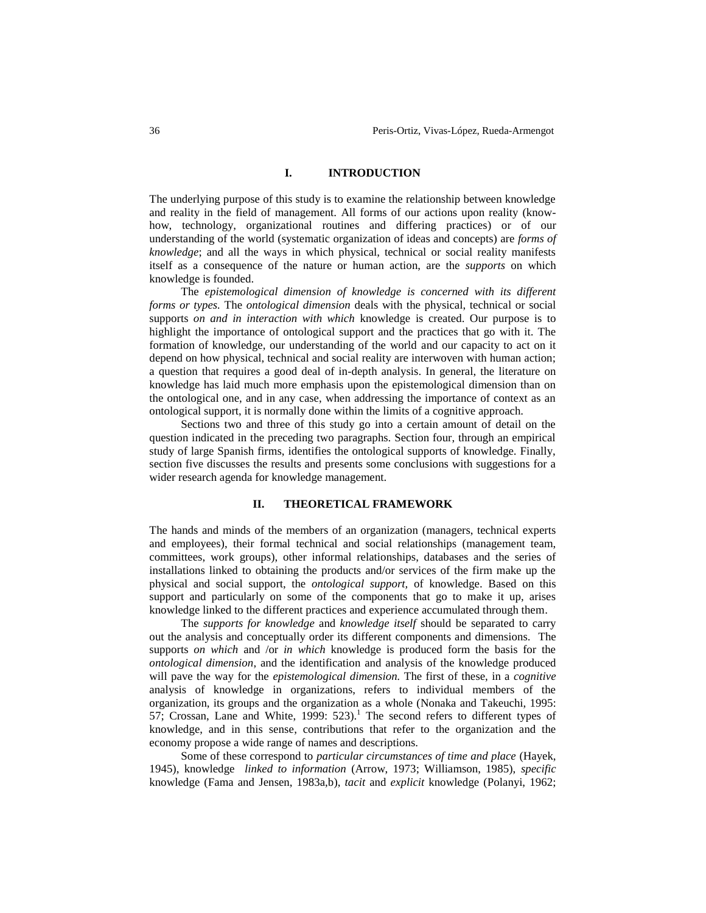## I. INTRODUCTION

The underlying purpose of this study is to examine the relationship between knowledge and reality in the field of management. All forms of our actions upon reality (know-how, technology, organizational routines and differing practices) or of our understanding of the world (systematic organization of ideas and concepts) are *forms of knowledge*; and all the ways in which physical, technical or social reality manifests itself as a consequence of the nature or human action, are the *supports* on which knowledge is founded.

The *epistemological dimension of knowledge is concerned with its different forms or types.* The *ontological dimension* deals with the physical, technical or social supports *on and in interaction with which* knowledge is created. Our purpose is to highlight the importance of ontological support and the practices that go with it. The formation of knowledge, our understanding of the world and our capacity to act on it depend on how physical, technical and social reality are interwoven with human action; a question that requires a good deal of in-depth analysis. In general, the literature on knowledge has laid much more emphasis upon the epistemological dimension than on the ontological one, and in any case, when addressing the importance of context as an ontological support, it is normally done within the limits of a cognitive approach.

Sections two and three of this study go into a certain amount of detail on the question indicated in the preceding two paragraphs. Section four, through an empirical study of large Spanish firms, identifies the ontological supports of knowledge. Finally, section five discusses the results and presents some conclusions with suggestions for a wider research agenda for knowledge management.

## II. THEORETICAL FRAMEWORK

The hands and minds of the members of an organization (managers, technical experts and employees), their formal technical and social relationships (management team, committees, work groups), other informal relationships, databases and the series of installations linked to obtaining the products and/or services of the firm make up the physical and social support, the *ontological support,* of knowledge. Based on this support and particularly on some of the components that go to make it up, arises knowledge linked to the different practices and experience accumulated through them.

The *supports for knowledge* and *knowledge itself* should be separated to carry out the analysis and conceptually order its different components and dimensions. The supports *on which* and /or *in which* knowledge is produced form the basis for the *ontological dimension*, and the identification and analysis of the knowledge produced will pave the way for the *epistemological dimension.* The first of these, in a *cognitive* analysis of knowledge in organizations, refers to individual members of the organization, its groups and the organization as a whole (Nonaka and Takeuchi, 1995: 57; Crossan, Lane and White, 1999: 523).[1] The second refers to different types of knowledge, and in this sense, contributions that refer to the organization and the economy propose a wide range of names and descriptions.

Some of these correspond to *particular circumstances of time and place* (Hayek, 1945), knowledge *linked to information* (Arrow, 1973; Williamson, 1985), *specific* knowledge (Fama and Jensen, 1983a,b), *tacit* and *explicit* knowledge (Polanyi, 1962;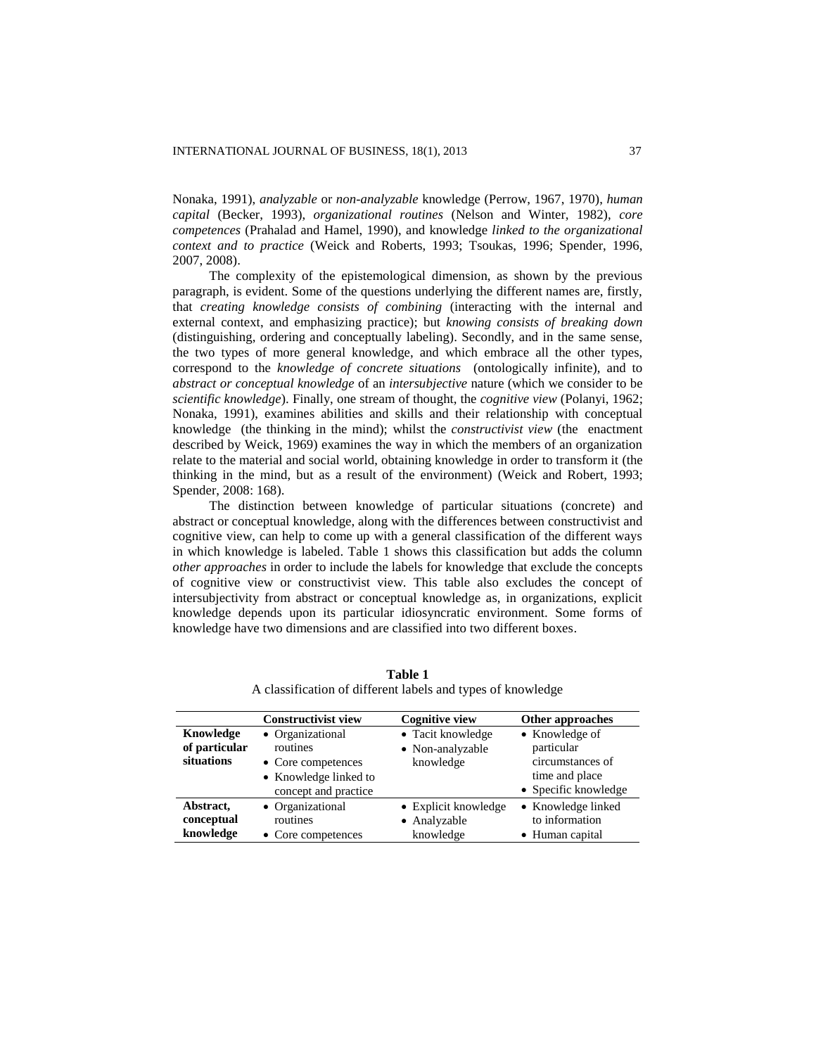Nonaka, 1991), *analyzable* or *non-analyzable* knowledge (Perrow, 1967, 1970), *human capital* (Becker, 1993), *organizational routines* (Nelson and Winter, 1982), *core competences* (Prahalad and Hamel, 1990), and knowledge *linked to the organizational context and to practice* (Weick and Roberts, 1993; Tsoukas, 1996; Spender, 1996, 2007, 2008).

The complexity of the epistemological dimension, as shown by the previous paragraph, is evident. Some of the questions underlying the different names are, firstly, that *creating knowledge consists of combining* (interacting with the internal and external context, and emphasizing practice); but *knowing consists of breaking down* (distinguishing, ordering and conceptually labeling). Secondly, and in the same sense, the two types of more general knowledge, and which embrace all the other types, correspond to the *knowledge of concrete situations* (ontologically infinite), and to *abstract or conceptual knowledge* of an *intersubjective* nature (which we consider to be *scientific knowledge*). Finally, one stream of thought, the *cognitive view* (Polanyi, 1962; Nonaka, 1991), examines abilities and skills and their relationship with conceptual knowledge (the thinking in the mind); whilst the *constructivist view* (the enactment described by Weick, 1969) examines the way in which the members of an organization relate to the material and social world, obtaining knowledge in order to transform it (the thinking in the mind, but as a result of the environment) (Weick and Robert, 1993; Spender, 2008: 168).

The distinction between knowledge of particular situations (concrete) and abstract or conceptual knowledge, along with the differences between constructivist and cognitive view, can help to come up with a general classification of the different ways in which knowledge is labeled. Table 1 shows this classification but adds the column *other approaches* in order to include the labels for knowledge that exclude the concepts of cognitive view or constructivist view. This table also excludes the concept of intersubjectivity from abstract or conceptual knowledge as, in organizations, explicit knowledge depends upon its particular idiosyncratic environment. Some forms of knowledge have two dimensions and are classified into two different boxes.

**Table 1**
A classification of different labels and types of knowledge

| | **Constructivist view** | **Cognitive view** | **Other approaches** |
|---|---|---|---|
| **Knowledge of particular situations** | • Organizational routines<br>• Core competences<br>• Knowledge linked to concept and practice | • Tacit knowledge<br>• Non-analyzable knowledge | • Knowledge of particular circumstances of time and place<br>• Specific knowledge |
| **Abstract, conceptual knowledge** | • Organizational routines<br>• Core competences | • Explicit knowledge<br>• Analyzable knowledge | • Knowledge linked to information<br>• Human capital |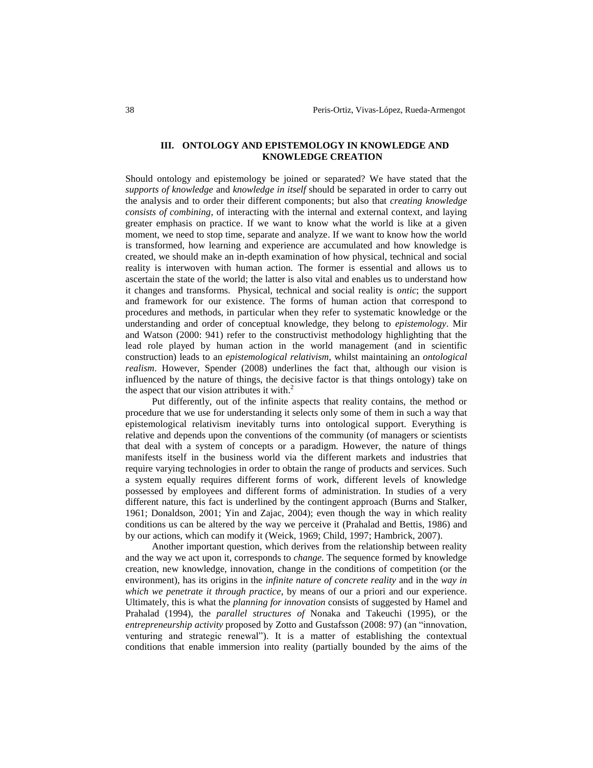## III. ONTOLOGY AND EPISTEMOLOGY IN KNOWLEDGE AND KNOWLEDGE CREATION

Should ontology and epistemology be joined or separated? We have stated that the *supports of knowledge* and *knowledge in itself* should be separated in order to carry out the analysis and to order their different components; but also that *creating knowledge consists of combining*, of interacting with the internal and external context, and laying greater emphasis on practice. If we want to know what the world is like at a given moment, we need to stop time, separate and analyze. If we want to know how the world is transformed, how learning and experience are accumulated and how knowledge is created, we should make an in-depth examination of how physical, technical and social reality is interwoven with human action. The former is essential and allows us to ascertain the state of the world; the latter is also vital and enables us to understand how it changes and transforms. Physical, technical and social reality is *ontic*; the support and framework for our existence. The forms of human action that correspond to procedures and methods, in particular when they refer to systematic knowledge or the understanding and order of conceptual knowledge, they belong to *epistemology*. Mir and Watson (2000: 941) refer to the constructivist methodology highlighting that the lead role played by human action in the world management (and in scientific construction) leads to an *epistemological relativism*, whilst maintaining an *ontological realism*. However, Spender (2008) underlines the fact that, although our vision is influenced by the nature of things, the decisive factor is that things ontology) take on the aspect that our vision attributes it with.[2]

Put differently, out of the infinite aspects that reality contains, the method or procedure that we use for understanding it selects only some of them in such a way that epistemological relativism inevitably turns into ontological support. Everything is relative and depends upon the conventions of the community (of managers or scientists that deal with a system of concepts or a paradigm. However, the nature of things manifests itself in the business world via the different markets and industries that require varying technologies in order to obtain the range of products and services. Such a system equally requires different forms of work, different levels of knowledge possessed by employees and different forms of administration. In studies of a very different nature, this fact is underlined by the contingent approach (Burns and Stalker, 1961; Donaldson, 2001; Yin and Zajac, 2004); even though the way in which reality conditions us can be altered by the way we perceive it (Prahalad and Bettis, 1986) and by our actions, which can modify it (Weick, 1969; Child, 1997; Hambrick, 2007).

Another important question, which derives from the relationship between reality and the way we act upon it, corresponds to *change*. The sequence formed by knowledge creation, new knowledge, innovation, change in the conditions of competition (or the environment), has its origins in the *infinite nature of concrete reality* and in the *way in which we penetrate it through practice*, by means of our a priori and our experience. Ultimately, this is what the *planning for innovation* consists of suggested by Hamel and Prahalad (1994), the *parallel structures of* Nonaka and Takeuchi (1995), or the *entrepreneurship activity* proposed by Zotto and Gustafsson (2008: 97) (an "innovation, venturing and strategic renewal"). It is a matter of establishing the contextual conditions that enable immersion into reality (partially bounded by the aims of the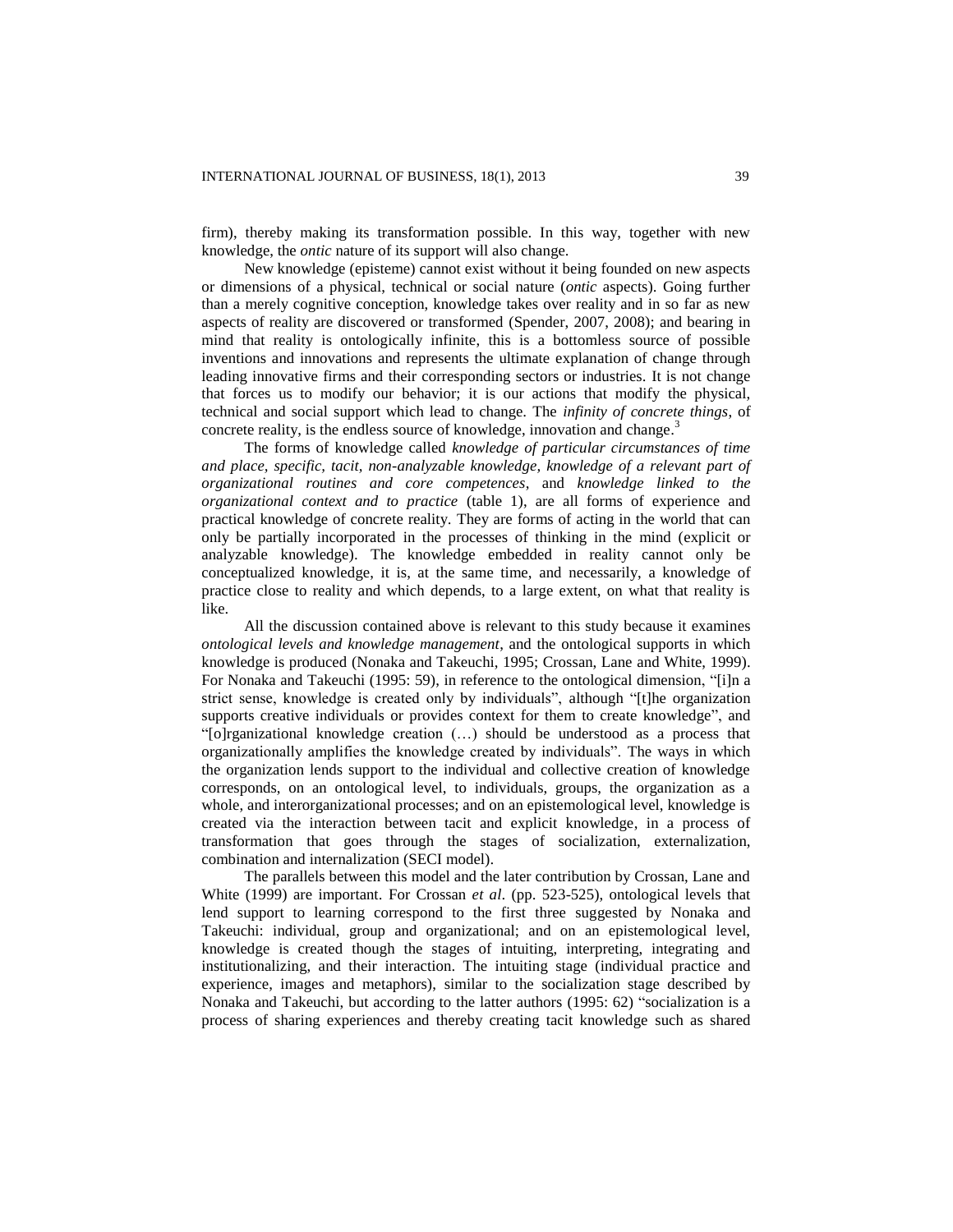firm), thereby making its transformation possible. In this way, together with new knowledge, the *ontic* nature of its support will also change.

New knowledge (episteme) cannot exist without it being founded on new aspects or dimensions of a physical, technical or social nature (*ontic* aspects). Going further than a merely cognitive conception, knowledge takes over reality and in so far as new aspects of reality are discovered or transformed (Spender, 2007, 2008); and bearing in mind that reality is ontologically infinite, this is a bottomless source of possible inventions and innovations and represents the ultimate explanation of change through leading innovative firms and their corresponding sectors or industries. It is not change that forces us to modify our behavior; it is our actions that modify the physical, technical and social support which lead to change. The *infinity of concrete things*, of concrete reality, is the endless source of knowledge, innovation and change.[3]

The forms of knowledge called *knowledge of particular circumstances of time and place, specific, tacit, non-analyzable knowledge, knowledge of a relevant part of organizational routines and core competences*, and *knowledge linked to the organizational context and to practice* (table 1), are all forms of experience and practical knowledge of concrete reality. They are forms of acting in the world that can only be partially incorporated in the processes of thinking in the mind (explicit or analyzable knowledge). The knowledge embedded in reality cannot only be conceptualized knowledge, it is, at the same time, and necessarily, a knowledge of practice close to reality and which depends, to a large extent, on what that reality is like.

All the discussion contained above is relevant to this study because it examines *ontological levels and knowledge management*, and the ontological supports in which knowledge is produced (Nonaka and Takeuchi, 1995; Crossan, Lane and White, 1999). For Nonaka and Takeuchi (1995: 59), in reference to the ontological dimension, "[i]n a strict sense, knowledge is created only by individuals", although "[t]he organization supports creative individuals or provides context for them to create knowledge", and "[o]rganizational knowledge creation (…) should be understood as a process that organizationally amplifies the knowledge created by individuals". The ways in which the organization lends support to the individual and collective creation of knowledge corresponds, on an ontological level, to individuals, groups, the organization as a whole, and interorganizational processes; and on an epistemological level, knowledge is created via the interaction between tacit and explicit knowledge, in a process of transformation that goes through the stages of socialization, externalization, combination and internalization (SECI model).

The parallels between this model and the later contribution by Crossan, Lane and White (1999) are important. For Crossan *et al*. (pp. 523-525), ontological levels that lend support to learning correspond to the first three suggested by Nonaka and Takeuchi: individual, group and organizational; and on an epistemological level, knowledge is created though the stages of intuiting, interpreting, integrating and institutionalizing, and their interaction. The intuiting stage (individual practice and experience, images and metaphors), similar to the socialization stage described by Nonaka and Takeuchi, but according to the latter authors (1995: 62) "socialization is a process of sharing experiences and thereby creating tacit knowledge such as shared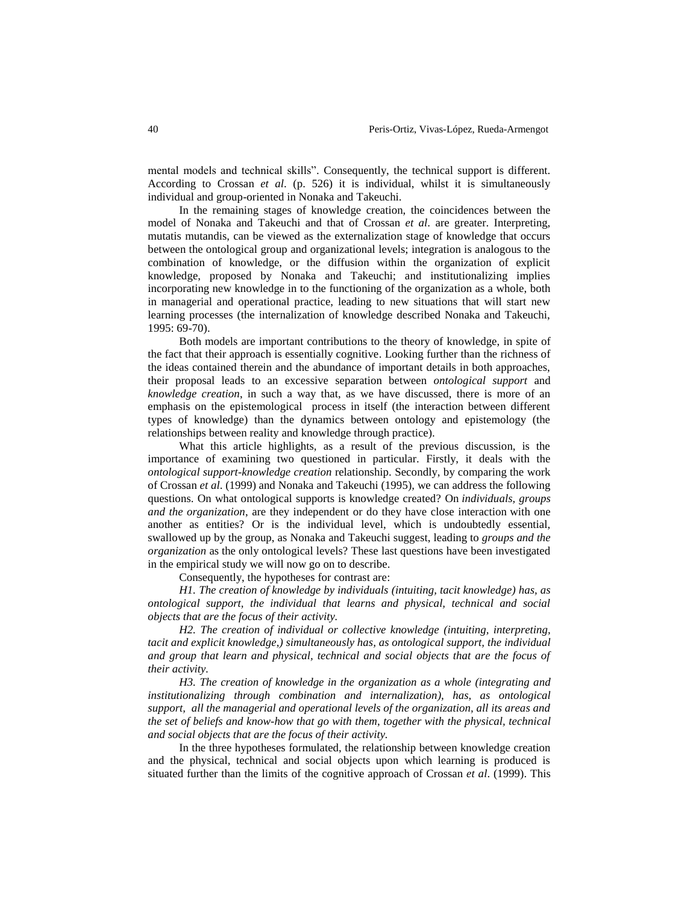mental models and technical skills". Consequently, the technical support is different. According to Crossan *et al*. (p. 526) it is individual, whilst it is simultaneously individual and group-oriented in Nonaka and Takeuchi.

In the remaining stages of knowledge creation, the coincidences between the model of Nonaka and Takeuchi and that of Crossan *et al*. are greater. Interpreting, mutatis mutandis, can be viewed as the externalization stage of knowledge that occurs between the ontological group and organizational levels; integration is analogous to the combination of knowledge, or the diffusion within the organization of explicit knowledge, proposed by Nonaka and Takeuchi; and institutionalizing implies incorporating new knowledge in to the functioning of the organization as a whole, both in managerial and operational practice, leading to new situations that will start new learning processes (the internalization of knowledge described Nonaka and Takeuchi, 1995: 69-70).

Both models are important contributions to the theory of knowledge, in spite of the fact that their approach is essentially cognitive. Looking further than the richness of the ideas contained therein and the abundance of important details in both approaches, their proposal leads to an excessive separation between *ontological support* and *knowledge creation*, in such a way that, as we have discussed, there is more of an emphasis on the epistemological process in itself (the interaction between different types of knowledge) than the dynamics between ontology and epistemology (the relationships between reality and knowledge through practice).

What this article highlights, as a result of the previous discussion, is the importance of examining two questioned in particular. Firstly, it deals with the *ontological support-knowledge creation* relationship. Secondly, by comparing the work of Crossan *et al*. (1999) and Nonaka and Takeuchi (1995), we can address the following questions. On what ontological supports is knowledge created? On *individuals, groups and the organization*, are they independent or do they have close interaction with one another as entities? Or is the individual level, which is undoubtedly essential, swallowed up by the group, as Nonaka and Takeuchi suggest, leading to *groups and the organization* as the only ontological levels? These last questions have been investigated in the empirical study we will now go on to describe.

Consequently, the hypotheses for contrast are:

*H1. The creation of knowledge by individuals (intuiting, tacit knowledge) has, as ontological support, the individual that learns and physical, technical and social objects that are the focus of their activity.*

*H2. The creation of individual or collective knowledge (intuiting, interpreting, tacit and explicit knowledge,) simultaneously has, as ontological support, the individual and group that learn and physical, technical and social objects that are the focus of their activity.*

*H3. The creation of knowledge in the organization as a whole (integrating and institutionalizing through combination and internalization), has, as ontological support, all the managerial and operational levels of the organization, all its areas and the set of beliefs and know-how that go with them, together with the physical, technical and social objects that are the focus of their activity.*

In the three hypotheses formulated, the relationship between knowledge creation and the physical, technical and social objects upon which learning is produced is situated further than the limits of the cognitive approach of Crossan *et al*. (1999). This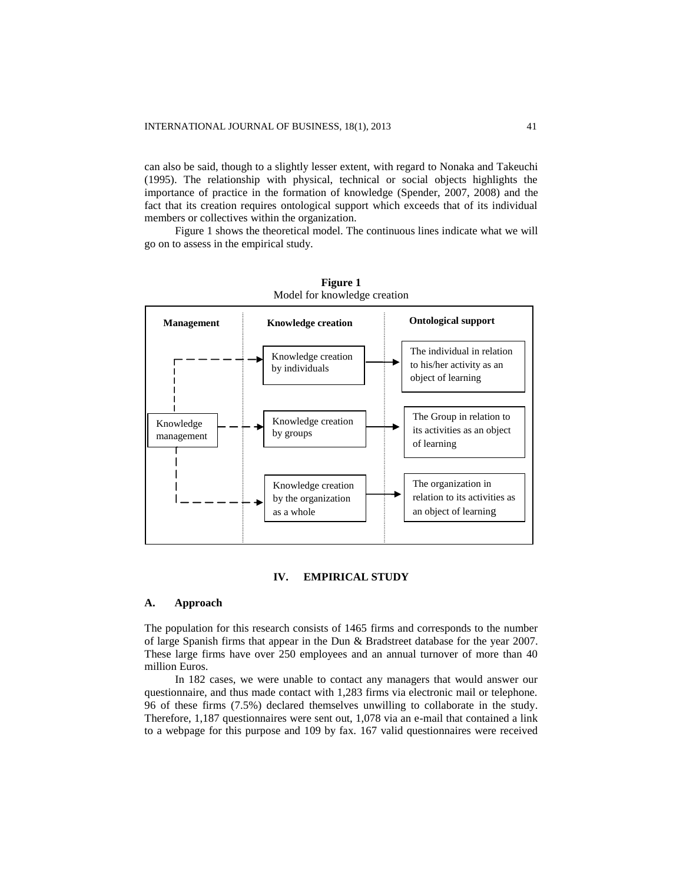can also be said, though to a slightly lesser extent, with regard to Nonaka and Takeuchi (1995). The relationship with physical, technical or social objects highlights the importance of practice in the formation of knowledge (Spender, 2007, 2008) and the fact that its creation requires ontological support which exceeds that of its individual members or collectives within the organization.

Figure 1 shows the theoretical model. The continuous lines indicate what we will go on to assess in the empirical study.

**Figure 1**
Model for knowledge creation

| Management | Knowledge creation | Ontological support |
| --- | --- | --- |
| | Knowledge creation by individuals | The individual in relation to his/her activity as an object of learning |
| Knowledge management | Knowledge creation by groups | The Group in relation to its activities as an object of learning |
| | Knowledge creation by the organization as a whole | The organization in relation to its activities as an object of learning |

## IV. EMPIRICAL STUDY

### A. Approach

The population for this research consists of 1465 firms and corresponds to the number of large Spanish firms that appear in the Dun & Bradstreet database for the year 2007. These large firms have over 250 employees and an annual turnover of more than 40 million Euros.

In 182 cases, we were unable to contact any managers that would answer our questionnaire, and thus made contact with 1,283 firms via electronic mail or telephone. 96 of these firms (7.5%) declared themselves unwilling to collaborate in the study. Therefore, 1,187 questionnaires were sent out, 1,078 via an e-mail that contained a link to a webpage for this purpose and 109 by fax. 167 valid questionnaires were received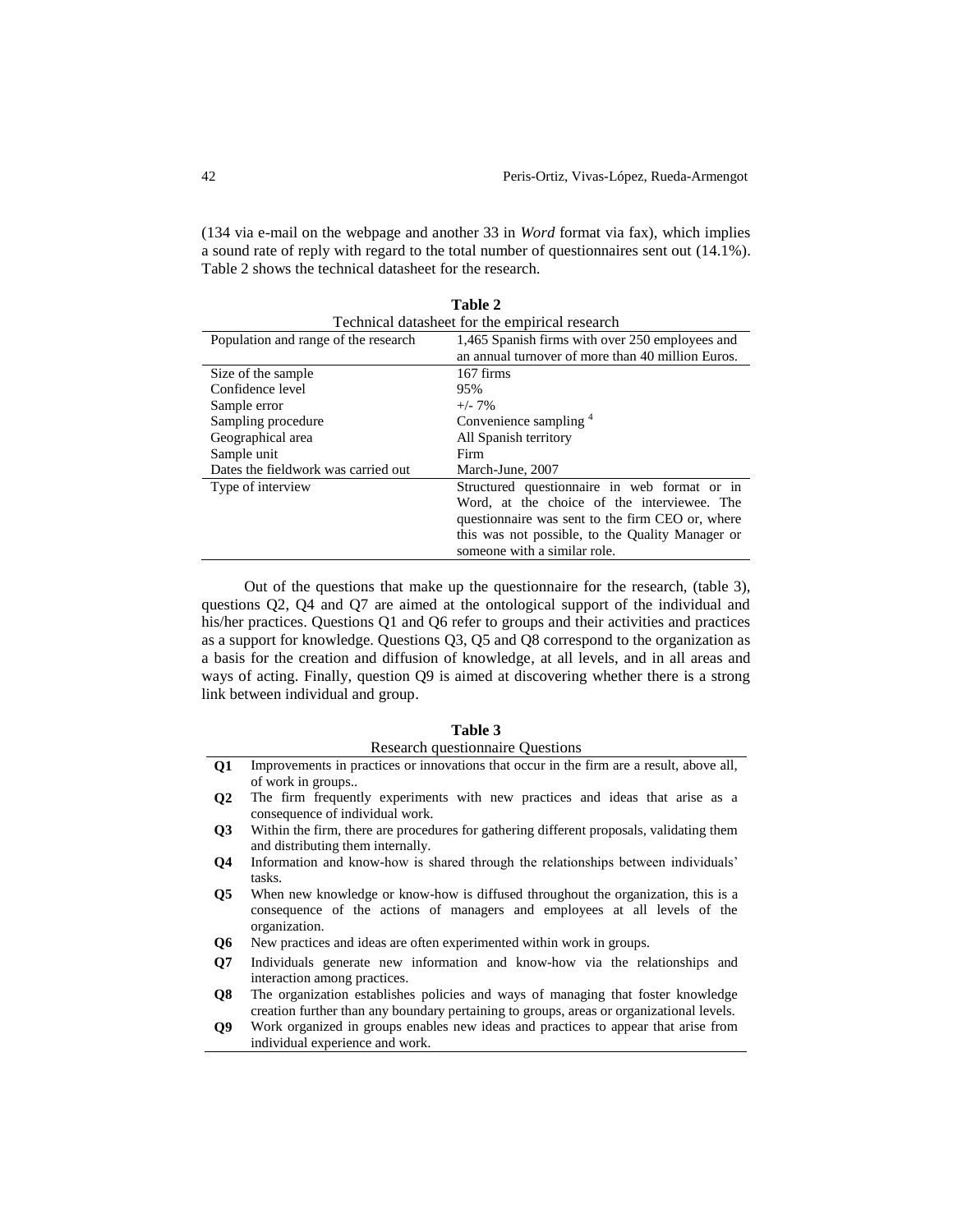(134 via e-mail on the webpage and another 33 in *Word* format via fax), which implies a sound rate of reply with regard to the total number of questionnaires sent out (14.1%). Table 2 shows the technical datasheet for the research.

**Table 2**

Technical datasheet for the empirical research

| | |
|---|---|
| Population and range of the research | 1,465 Spanish firms with over 250 employees and an annual turnover of more than 40 million Euros. |
| Size of the sample | 167 firms |
| Confidence level | 95% |
| Sample error | +/- 7% |
| Sampling procedure | Convenience sampling [4] |
| Geographical area | All Spanish territory |
| Sample unit | Firm |
| Dates the fieldwork was carried out | March-June, 2007 |
| Type of interview | Structured questionnaire in web format or in Word, at the choice of the interviewee. The questionnaire was sent to the firm CEO or, where this was not possible, to the Quality Manager or someone with a similar role. |

Out of the questions that make up the questionnaire for the research, (table 3), questions Q2, Q4 and Q7 are aimed at the ontological support of the individual and his/her practices. Questions Q1 and Q6 refer to groups and their activities and practices as a support for knowledge. Questions Q3, Q5 and Q8 correspond to the organization as a basis for the creation and diffusion of knowledge, at all levels, and in all areas and ways of acting. Finally, question Q9 is aimed at discovering whether there is a strong link between individual and group.

**Table 3**

Research questionnaire Questions

| | |
|---|---|
| **Q1** | Improvements in practices or innovations that occur in the firm are a result, above all, of work in groups.. |
| **Q2** | The firm frequently experiments with new practices and ideas that arise as a consequence of individual work. |
| **Q3** | Within the firm, there are procedures for gathering different proposals, validating them and distributing them internally. |
| **Q4** | Information and know-how is shared through the relationships between individuals' tasks. |
| **Q5** | When new knowledge or know-how is diffused throughout the organization, this is a consequence of the actions of managers and employees at all levels of the organization. |
| **Q6** | New practices and ideas are often experimented within work in groups. |
| **Q7** | Individuals generate new information and know-how via the relationships and interaction among practices. |
| **Q8** | The organization establishes policies and ways of managing that foster knowledge creation further than any boundary pertaining to groups, areas or organizational levels. |
| **Q9** | Work organized in groups enables new ideas and practices to appear that arise from individual experience and work. |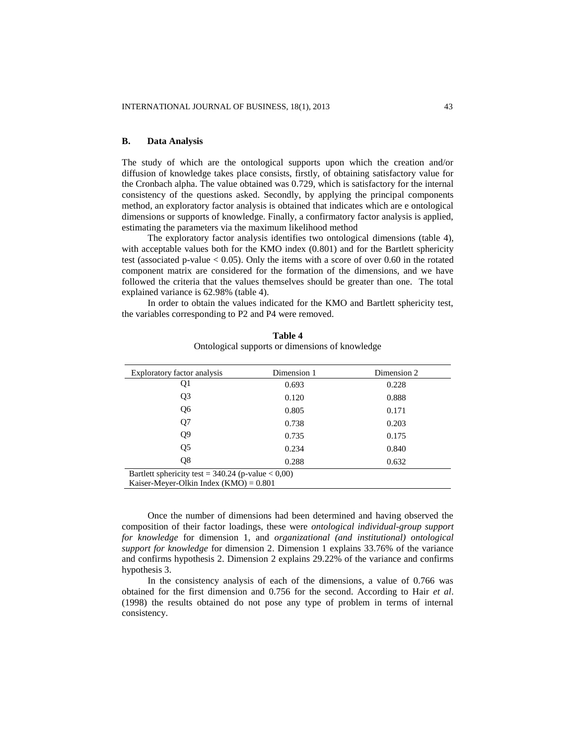### B. Data Analysis

The study of which are the ontological supports upon which the creation and/or diffusion of knowledge takes place consists, firstly, of obtaining satisfactory value for the Cronbach alpha. The value obtained was 0.729, which is satisfactory for the internal consistency of the questions asked. Secondly, by applying the principal components method, an exploratory factor analysis is obtained that indicates which are e ontological dimensions or supports of knowledge. Finally, a confirmatory factor analysis is applied, estimating the parameters via the maximum likelihood method

The exploratory factor analysis identifies two ontological dimensions (table 4), with acceptable values both for the KMO index (0.801) and for the Bartlett sphericity test (associated p-value $< 0.05$). Only the items with a score of over 0.60 in the rotated component matrix are considered for the formation of the dimensions, and we have followed the criteria that the values themselves should be greater than one. The total explained variance is 62.98% (table 4).

In order to obtain the values indicated for the KMO and Bartlett sphericity test, the variables corresponding to P2 and P4 were removed.

**Table 4**
Ontological supports or dimensions of knowledge

| Exploratory factor analysis | Dimension 1 | Dimension 2 |
|---|---|---|
| Q1 | 0.693 | 0.228 |
| Q3 | 0.120 | 0.888 |
| Q6 | 0.805 | 0.171 |
| Q7 | 0.738 | 0.203 |
| Q9 | 0.735 | 0.175 |
| Q5 | 0.234 | 0.840 |
| Q8 | 0.288 | 0.632 |

Bartlett sphericity test = 340.24 (p-value $< 0,00$)
Kaiser-Meyer-Olkin Index (KMO) = 0.801

Once the number of dimensions had been determined and having observed the composition of their factor loadings, these were *ontological individual-group support for knowledge* for dimension 1, and *organizational (and institutional) ontological support for knowledge* for dimension 2. Dimension 1 explains 33.76% of the variance and confirms hypothesis 2. Dimension 2 explains 29.22% of the variance and confirms hypothesis 3.

In the consistency analysis of each of the dimensions, a value of 0.766 was obtained for the first dimension and 0.756 for the second. According to Hair *et al*. (1998) the results obtained do not pose any type of problem in terms of internal consistency.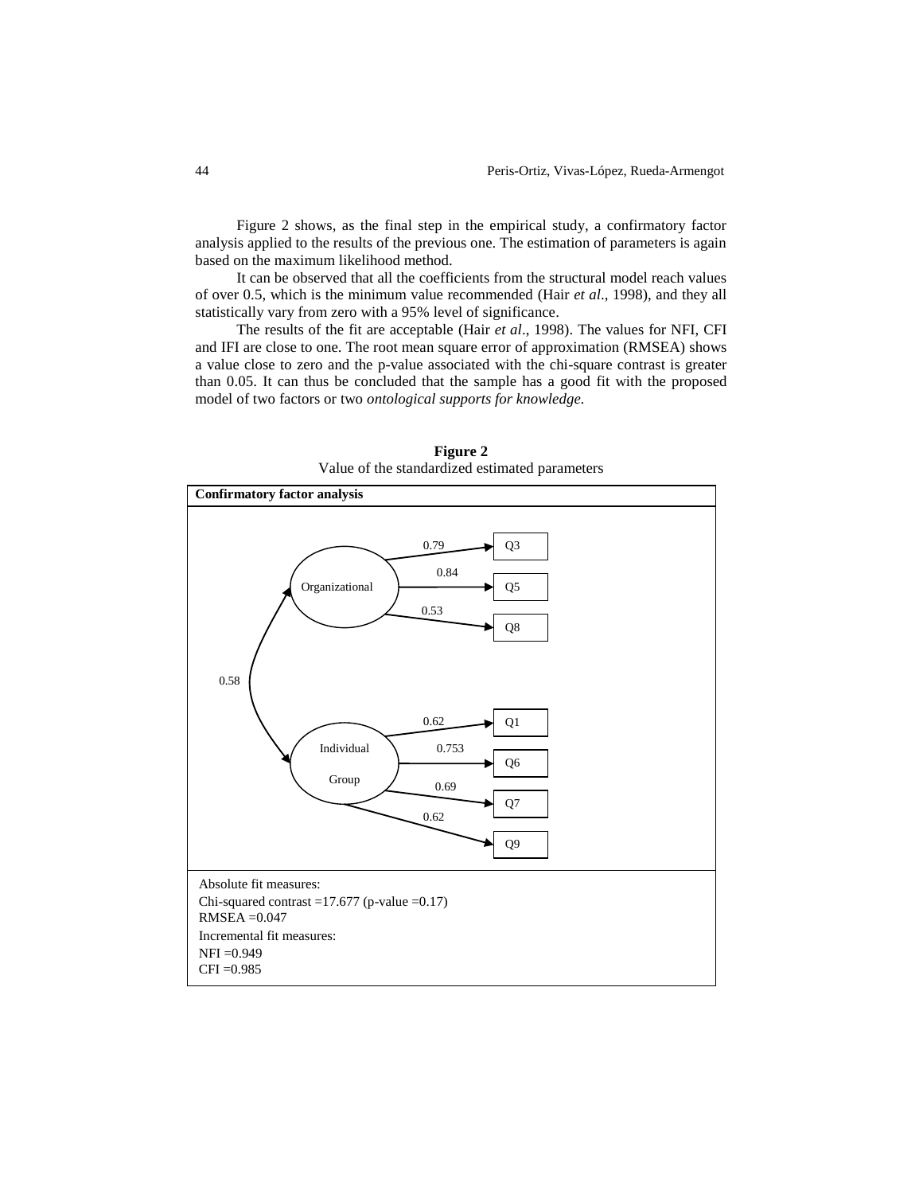Figure 2 shows, as the final step in the empirical study, a confirmatory factor analysis applied to the results of the previous one. The estimation of parameters is again based on the maximum likelihood method.

It can be observed that all the coefficients from the structural model reach values of over 0.5, which is the minimum value recommended (Hair *et al*., 1998), and they all statistically vary from zero with a 95% level of significance.

The results of the fit are acceptable (Hair *et al*., 1998). The values for NFI, CFI and IFI are close to one. The root mean square error of approximation (RMSEA) shows a value close to zero and the p-value associated with the chi-square contrast is greater than 0.05. It can thus be concluded that the sample has a good fit with the proposed model of two factors or two *ontological supports for knowledge*.

**Figure 2**
Value of the standardized estimated parameters

**Confirmatory factor analysis**

Organizational → Q3: 0.79; Q5: 0.84; Q8: 0.53

Individual Group → Q1: 0.62; Q6: 0.753; Q7: 0.69; Q9: 0.62

Organizational ↔ Individual Group: 0.58

Absolute fit measures:
Chi-squared contrast =17.677 (p-value =0.17)
RMSEA =0.047
Incremental fit measures:
NFI =0.949
CFI =0.985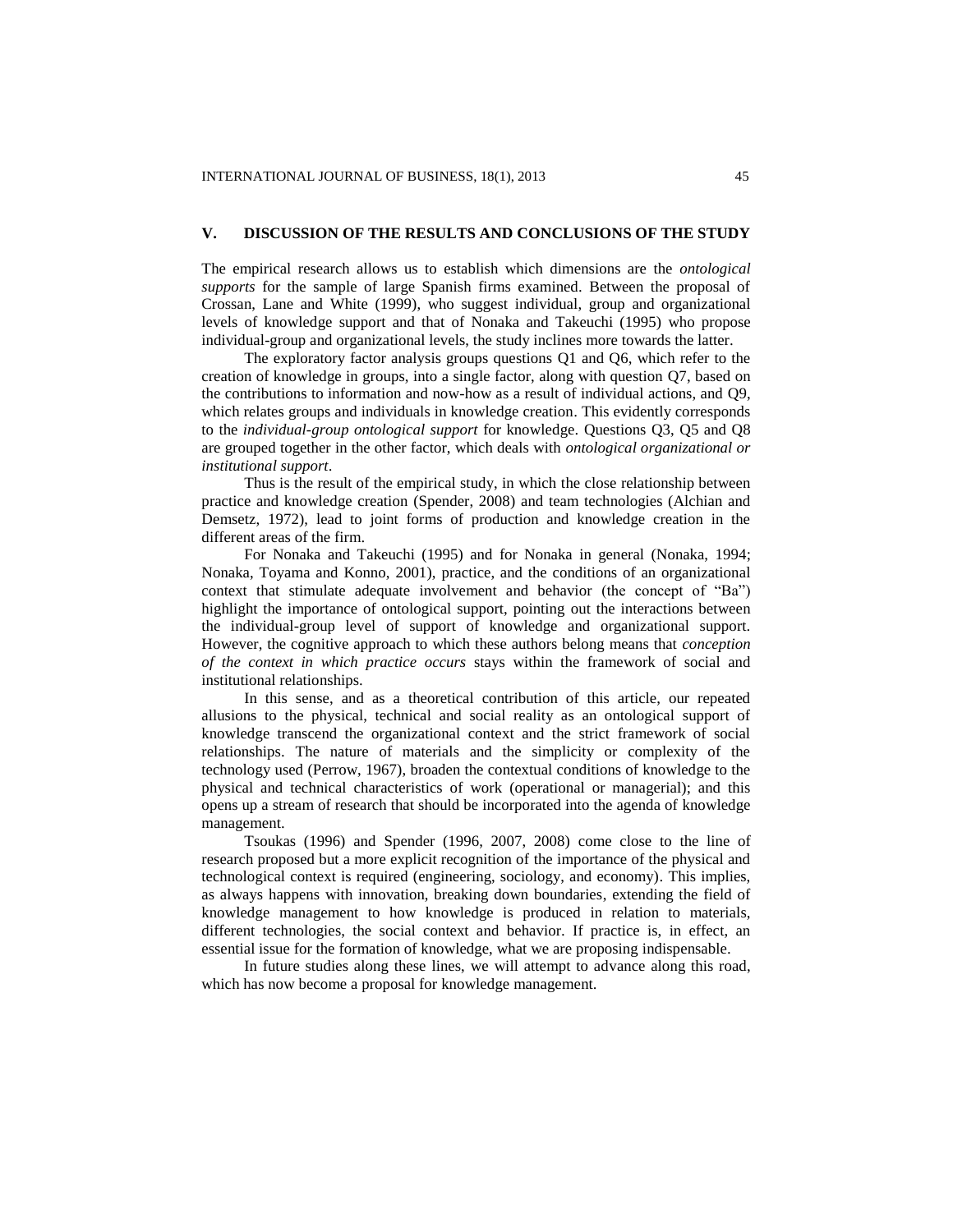## V. DISCUSSION OF THE RESULTS AND CONCLUSIONS OF THE STUDY

The empirical research allows us to establish which dimensions are the *ontological supports* for the sample of large Spanish firms examined. Between the proposal of Crossan, Lane and White (1999), who suggest individual, group and organizational levels of knowledge support and that of Nonaka and Takeuchi (1995) who propose individual-group and organizational levels, the study inclines more towards the latter.

The exploratory factor analysis groups questions Q1 and Q6, which refer to the creation of knowledge in groups, into a single factor, along with question Q7, based on the contributions to information and now-how as a result of individual actions, and Q9, which relates groups and individuals in knowledge creation. This evidently corresponds to the *individual-group ontological support* for knowledge. Questions Q3, Q5 and Q8 are grouped together in the other factor, which deals with *ontological organizational or institutional support*.

Thus is the result of the empirical study, in which the close relationship between practice and knowledge creation (Spender, 2008) and team technologies (Alchian and Demsetz, 1972), lead to joint forms of production and knowledge creation in the different areas of the firm.

For Nonaka and Takeuchi (1995) and for Nonaka in general (Nonaka, 1994; Nonaka, Toyama and Konno, 2001), practice, and the conditions of an organizational context that stimulate adequate involvement and behavior (the concept of "Ba") highlight the importance of ontological support, pointing out the interactions between the individual-group level of support of knowledge and organizational support. However, the cognitive approach to which these authors belong means that *conception of the context in which practice occurs* stays within the framework of social and institutional relationships.

In this sense, and as a theoretical contribution of this article, our repeated allusions to the physical, technical and social reality as an ontological support of knowledge transcend the organizational context and the strict framework of social relationships. The nature of materials and the simplicity or complexity of the technology used (Perrow, 1967), broaden the contextual conditions of knowledge to the physical and technical characteristics of work (operational or managerial); and this opens up a stream of research that should be incorporated into the agenda of knowledge management.

Tsoukas (1996) and Spender (1996, 2007, 2008) come close to the line of research proposed but a more explicit recognition of the importance of the physical and technological context is required (engineering, sociology, and economy). This implies, as always happens with innovation, breaking down boundaries, extending the field of knowledge management to how knowledge is produced in relation to materials, different technologies, the social context and behavior. If practice is, in effect, an essential issue for the formation of knowledge, what we are proposing indispensable.

In future studies along these lines, we will attempt to advance along this road, which has now become a proposal for knowledge management.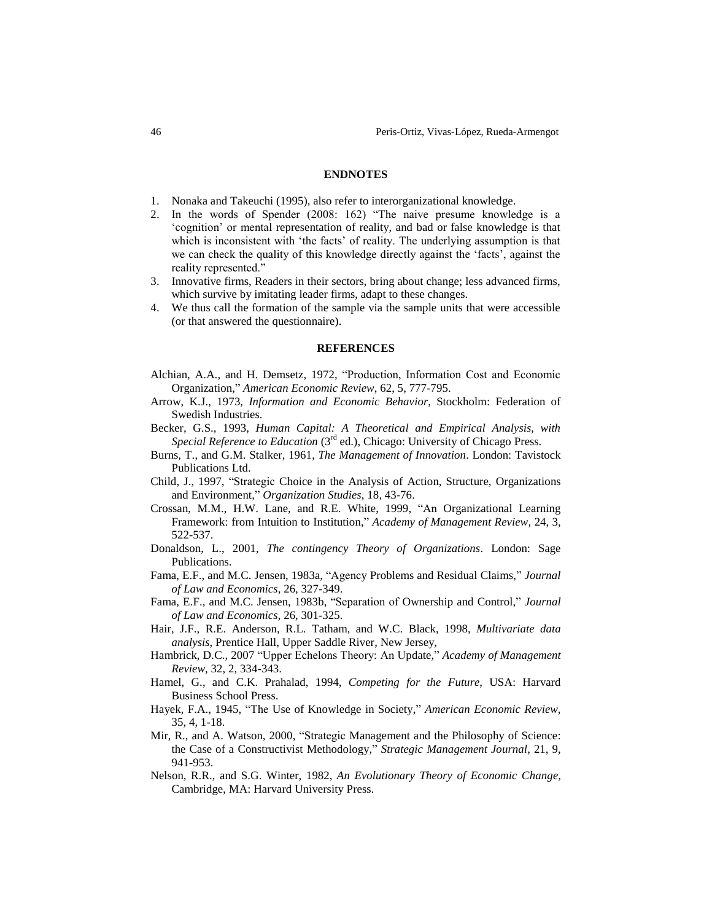## ENDNOTES

1. Nonaka and Takeuchi (1995), also refer to interorganizational knowledge.
2. In the words of Spender (2008: 162) "The naive presume knowledge is a 'cognition' or mental representation of reality, and bad or false knowledge is that which is inconsistent with 'the facts' of reality. The underlying assumption is that we can check the quality of this knowledge directly against the 'facts', against the reality represented."
3. Innovative firms, Readers in their sectors, bring about change; less advanced firms, which survive by imitating leader firms, adapt to these changes.
4. We thus call the formation of the sample via the sample units that were accessible (or that answered the questionnaire).

## REFERENCES

Alchian, A.A., and H. Demsetz, 1972, "Production, Information Cost and Economic Organization," *American Economic Review*, 62, 5, 777-795.

Arrow, K.J., 1973, *Information and Economic Behavior*, Stockholm: Federation of Swedish Industries.

Becker, G.S., 1993, *Human Capital: A Theoretical and Empirical Analysis, with Special Reference to Education* (3rd ed.), Chicago: University of Chicago Press.

Burns, T., and G.M. Stalker, 1961, *The Management of Innovation*. London: Tavistock Publications Ltd.

Child, J., 1997, "Strategic Choice in the Analysis of Action, Structure, Organizations and Environment," *Organization Studies*, 18, 43-76.

Crossan, M.M., H.W. Lane, and R.E. White, 1999, "An Organizational Learning Framework: from Intuition to Institution," *Academy of Management Review*, 24, 3, 522-537.

Donaldson, L., 2001, *The contingency Theory of Organizations*. London: Sage Publications.

Fama, E.F., and M.C. Jensen, 1983a, "Agency Problems and Residual Claims," *Journal of Law and Economics*, 26, 327-349.

Fama, E.F., and M.C. Jensen, 1983b, "Separation of Ownership and Control," *Journal of Law and Economics*, 26, 301-325.

Hair, J.F., R.E. Anderson, R.L. Tatham, and W.C. Black, 1998, *Multivariate data analysis*, Prentice Hall, Upper Saddle River, New Jersey,

Hambrick, D.C., 2007 "Upper Echelons Theory: An Update," *Academy of Management Review*, 32, 2, 334-343.

Hamel, G., and C.K. Prahalad, 1994, *Competing for the Future*, USA: Harvard Business School Press.

Hayek, F.A., 1945, "The Use of Knowledge in Society," *American Economic Review*, 35, 4, 1-18.

Mir, R., and A. Watson, 2000, "Strategic Management and the Philosophy of Science: the Case of a Constructivist Methodology," *Strategic Management Journal*, 21, 9, 941-953.

Nelson, R.R., and S.G. Winter, 1982, *An Evolutionary Theory of Economic Change*, Cambridge, MA: Harvard University Press.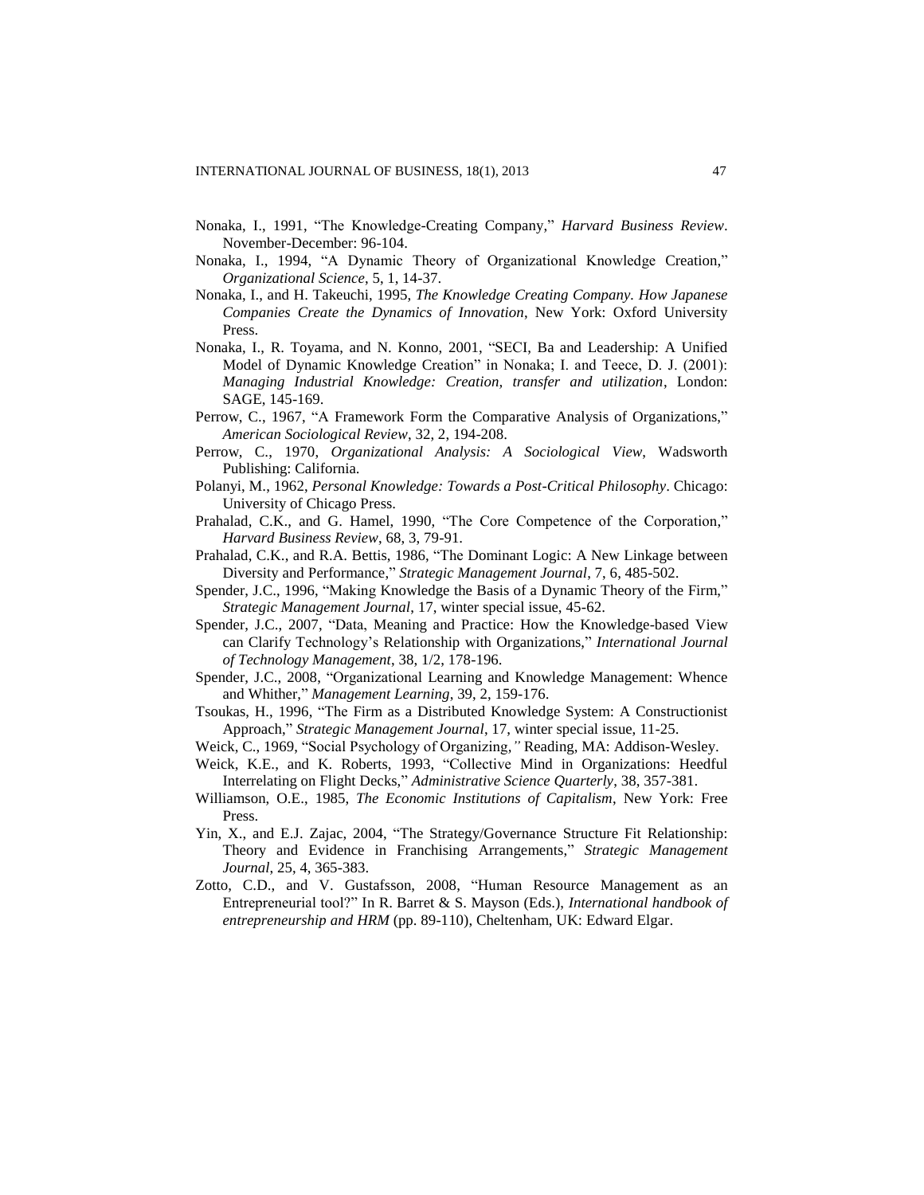Nonaka, I., 1991, "The Knowledge-Creating Company," *Harvard Business Review*. November-December: 96-104.

Nonaka, I., 1994, "A Dynamic Theory of Organizational Knowledge Creation," *Organizational Science*, 5, 1, 14-37.

Nonaka, I., and H. Takeuchi, 1995, *The Knowledge Creating Company. How Japanese Companies Create the Dynamics of Innovation*, New York: Oxford University Press.

Nonaka, I., R. Toyama, and N. Konno, 2001, "SECI, Ba and Leadership: A Unified Model of Dynamic Knowledge Creation" in Nonaka; I. and Teece, D. J. (2001): *Managing Industrial Knowledge: Creation, transfer and utilization*, London: SAGE, 145-169.

Perrow, C., 1967, "A Framework Form the Comparative Analysis of Organizations," *American Sociological Review*, 32, 2, 194-208.

Perrow, C., 1970, *Organizational Analysis: A Sociological View*, Wadsworth Publishing: California.

Polanyi, M., 1962, *Personal Knowledge: Towards a Post-Critical Philosophy*. Chicago: University of Chicago Press.

Prahalad, C.K., and G. Hamel, 1990, "The Core Competence of the Corporation," *Harvard Business Review*, 68, 3, 79-91.

Prahalad, C.K., and R.A. Bettis, 1986, "The Dominant Logic: A New Linkage between Diversity and Performance," *Strategic Management Journal*, 7, 6, 485-502.

Spender, J.C., 1996, "Making Knowledge the Basis of a Dynamic Theory of the Firm," *Strategic Management Journal*, 17, winter special issue, 45-62.

Spender, J.C., 2007, "Data, Meaning and Practice: How the Knowledge-based View can Clarify Technology's Relationship with Organizations," *International Journal of Technology Management*, 38, 1/2, 178-196.

Spender, J.C., 2008, "Organizational Learning and Knowledge Management: Whence and Whither," *Management Learning*, 39, 2, 159-176.

Tsoukas, H., 1996, "The Firm as a Distributed Knowledge System: A Constructionist Approach," *Strategic Management Journal*, 17, winter special issue, 11-25.

Weick, C., 1969, "Social Psychology of Organizing," Reading, MA: Addison-Wesley.

Weick, K.E., and K. Roberts, 1993, "Collective Mind in Organizations: Heedful Interrelating on Flight Decks," *Administrative Science Quarterly*, 38, 357-381.

Williamson, O.E., 1985, *The Economic Institutions of Capitalism*, New York: Free Press.

Yin, X., and E.J. Zajac, 2004, "The Strategy/Governance Structure Fit Relationship: Theory and Evidence in Franchising Arrangements," *Strategic Management Journal*, 25, 4, 365-383.

Zotto, C.D., and V. Gustafsson, 2008, "Human Resource Management as an Entrepreneurial tool?" In R. Barret & S. Mayson (Eds.), *International handbook of entrepreneurship and HRM* (pp. 89-110), Cheltenham, UK: Edward Elgar.